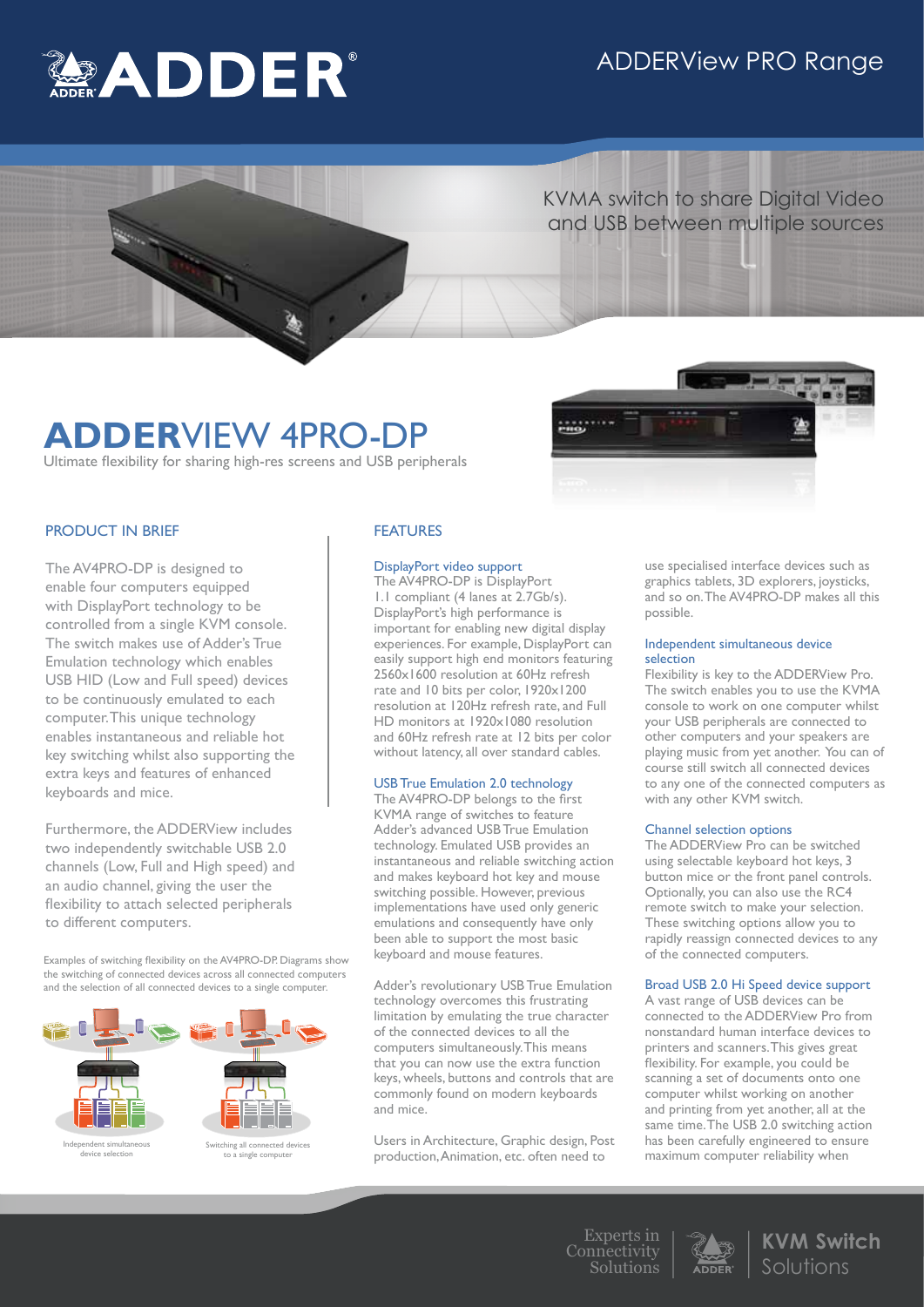# ADDER

ADDERView PRO Range

KVMA switch to share Digital Video and USB between multiple sources

# ADDERVIEW 4PRO-DP

Ultimate flexibility for sharing high-res screens and USB peripherals

## PRODUCT IN BRIEF

The AV4PRO-DP is designed to enable four computers equipped with DisplayPort technology to be controlled from a single KVM console. The switch makes use of Adder's True Emulation technology which enables USB HID (Low and Full speed) devices to be continuously emulated to each computer. This unique technology enables instantaneous and reliable hot key switching whilst also supporting the extra keys and features of enhanced keyboards and mice.

Furthermore, the ADDERView includes two independently switchable USB 2.0 channels (Low, Full and High speed) and an audio channel, giving the user the flexibility to attach selected peripherals to different computers.

Examples of switching flexibility on the AV4PRO-DP. Diagrams show the switching of connected devices across all connected computers and the selection of all connected devices to a single computer.

Independent simultaneous device selection

Switching all connected devices to a single computer

## FEATURES

### DisplayPort video support

The AV4PRO-DP is DisplayPort 1.1 compliant (4 lanes at 2.7Gb/s). DisplayPort's high performance is important for enabling new digital display experiences. For example, DisplayPort can easily support high end monitors featuring 2560x1600 resolution at 60Hz refresh rate and 10 bits per color, 1920x1200 resolution at 120Hz refresh rate, and Full HD monitors at 1920x1080 resolution and 60Hz refresh rate at 12 bits per color without latency, all over standard cables.

### USB True Emulation 2.0 technology

The AV4PRO-DP belongs to the first KVMA range of switches to feature Adder's advanced USB True Emulation technology. Emulated USB provides an instantaneous and reliable switching action and makes keyboard hot key and mouse switching possible. However, previous implementations have used only generic emulations and consequently have only been able to support the most basic keyboard and mouse features.

Adder's revolutionary USB True Emulation technology overcomes this frustrating limitation by emulating the true character of the connected devices to all the computers simultaneously. This means that you can now use the extra function keys, wheels, buttons and controls that are commonly found on modern keyboards and mice.

Users in Architecture, Graphic design, Post production, Animation, etc. often need to use specialised interface devices such as graphics tablets, 3D explorers, joysticks, and so on. The AV4PRO-DP makes all this possible.

### Independent simultaneous device selection

Flexibility is key to the ADDERView Pro. The switch enables you to use the KVMA console to work on one computer whilst your USB peripherals are connected to other computers and your speakers are playing music from yet another. You can of course still switch all connected devices to any one of the connected computers as with any other KVM switch.

### Channel selection options

The ADDERView Pro can be switched using selectable keyboard hot keys, 3 button mice or the front panel controls. Optionally, you can also use the RC4 remote switch to make your selection. These switching options allow you to rapidly reassign connected devices to any of the connected computers.

### Broad USB 2.0 Hi Speed device support

A vast range of USB devices can be connected to the ADDERView Pro from nonstandard human interface devices to printers and scanners. This gives great flexibility. For example, you could be scanning a set of documents onto one computer whilst working on another and printing from yet another, all at the same time. The USB 2.0 switching action has been carefully engineered to ensure maximum computer reliability when

Experts in Connectivity Solutions | ADDER | **KVM Switch** Solutions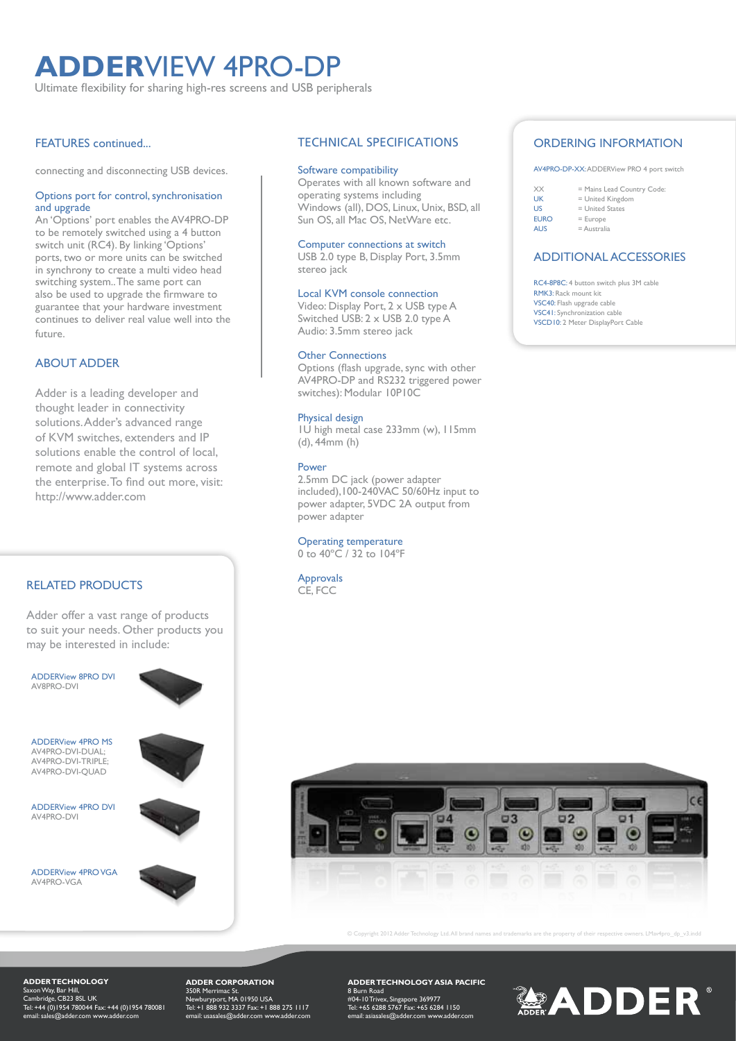# ADDERVIEW 4PRO-DP

Ultimate flexibility for sharing high-res screens and USB peripherals

## FEATURES continued...

connecting and disconnecting USB devices.

### Options port for control, synchronisation and upgrade

An 'Options' port enables the AV4PRO-DP to be remotely switched using a 4 button switch unit (RC4). By linking 'Options' ports, two or more units can be switched in synchrony to create a multi video head switching system.. The same port can also be used to upgrade the firmware to guarantee that your hardware investment continues to deliver real value well into the future.

## ABOUT ADDER

Adder is a leading developer and thought leader in connectivity solutions. Adder's advanced range of KVM switches, extenders and IP solutions enable the control of local, remote and global IT systems across the enterprise. To find out more, visit: http://www.adder.com

## RELATED PRODUCTS

Adder offer a vast range of products to suit your needs. Other products you may be interested in include:

ADDERView 8PRO DVI
AV8PRO-DVI

ADDERView 4PRO MS
AV4PRO-DVI-DUAL;
AV4PRO-DVI-TRIPLE;
AV4PRO-DVI-QUAD

ADDERView 4PRO DVI
AV4PRO-DVI

ADDERView 4PRO VGA
AV4PRO-VGA

## TECHNICAL SPECIFICATIONS

### Software compatibility

Operates with all known software and operating systems including Windows (all), DOS, Linux, Unix, BSD, all Sun OS, all Mac OS, NetWare etc.

### Computer connections at switch

USB 2.0 type B, Display Port, 3.5mm stereo jack

### Local KVM console connection

Video: Display Port, 2 x USB type A
Switched USB: 2 x USB 2.0 type A
Audio: 3.5mm stereo jack

### Other Connections

Options (flash upgrade, sync with other AV4PRO-DP and RS232 triggered power switches): Modular 10P10C

### Physical design

1U high metal case 233mm (w), 115mm (d), 44mm (h)

### Power

2.5mm DC jack (power adapter included), 100-240VAC 50/60Hz input to power adapter, 5VDC 2A output from power adapter

### Operating temperature

0 to 40°C / 32 to 104°F

### Approvals

CE, FCC

## ORDERING INFORMATION

AV4PRO-DP-XX: ADDERView PRO 4 port switch

XX = Mains Lead Country Code:
UK = United Kingdom
US = United States
EURO = Europe
AUS = Australia

## ADDITIONAL ACCESSORIES

RC4-8P8C: 4 button switch plus 3M cable
RMK3: Rack mount kit
VSC40: Flash upgrade cable
VSC41: Synchronization cable
VSCD10: 2 Meter DisplayPort Cable

© Copyright 2012 Adder Technology Ltd. All brand names and trademarks are the property of their respective owners. LMav4pro_dp_v3.indd

**ADDER TECHNOLOGY**
Saxon Way, Bar Hill,
Cambridge, CB23 8SL UK
Tel: +44 (0)1954 780044 Fax: +44 (0)1954 780081
email: sales@adder.com www.adder.com

**ADDER CORPORATION**
350R Merrimac St.
Newburyport, MA 01950 USA
Tel: +1 888 932 3337 Fax: +1 888 275 1117
email: usasales@adder.com www.adder.com

**ADDER TECHNOLOGY ASIA PACIFIC**
8 Burn Road
#04-10 Trivex, Singapore 369977
Tel: +65 6288 5767 Fax: +65 6284 1150
email: asiasales@adder.com www.adder.com

ADDER®